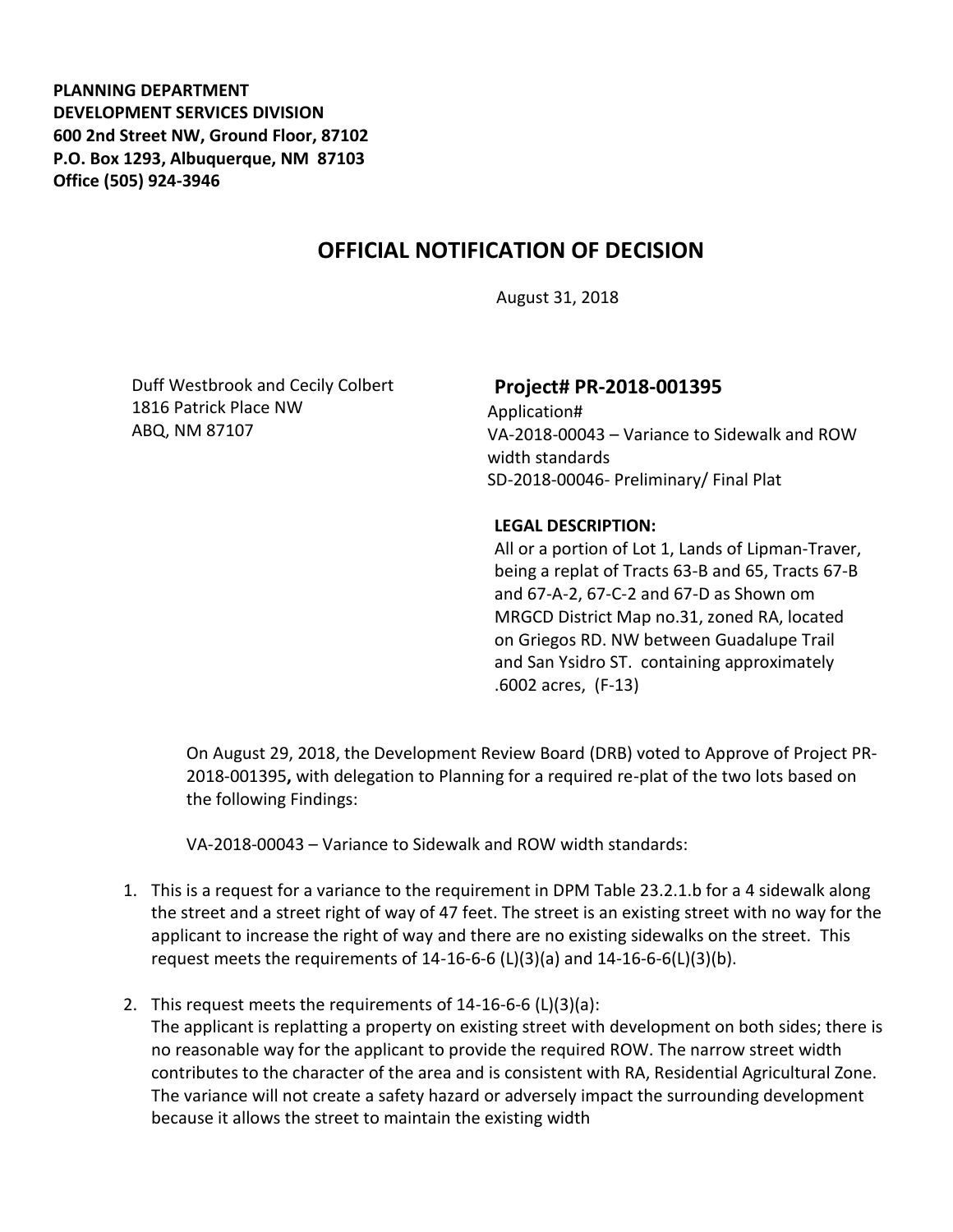**PLANNING DEPARTMENT**
**DEVELOPMENT SERVICES DIVISION**
**600 2nd Street NW, Ground Floor, 87102**
**P.O. Box 1293, Albuquerque, NM 87103**
**Office (505) 924-3946**

# OFFICIAL NOTIFICATION OF DECISION

August 31, 2018

Duff Westbrook and Cecily Colbert
1816 Patrick Place NW
ABQ, NM 87107

## Project# PR-2018-001395

Application#
VA-2018-00043 – Variance to Sidewalk and ROW width standards
SD-2018-00046- Preliminary/ Final Plat

**LEGAL DESCRIPTION:**
All or a portion of Lot 1, Lands of Lipman-Traver, being a replat of Tracts 63-B and 65, Tracts 67-B and 67-A-2, 67-C-2 and 67-D as Shown om MRGCD District Map no.31, zoned RA, located on Griegos RD. NW between Guadalupe Trail and San Ysidro ST. containing approximately .6002 acres, (F-13)

On August 29, 2018, the Development Review Board (DRB) voted to Approve of Project PR-2018-001395**,** with delegation to Planning for a required re-plat of the two lots based on the following Findings:

VA-2018-00043 – Variance to Sidewalk and ROW width standards:

1. This is a request for a variance to the requirement in DPM Table 23.2.1.b for a 4 sidewalk along the street and a street right of way of 47 feet. The street is an existing street with no way for the applicant to increase the right of way and there are no existing sidewalks on the street. This request meets the requirements of 14-16-6-6 (L)(3)(a) and 14-16-6-6(L)(3)(b).

2. This request meets the requirements of 14-16-6-6 (L)(3)(a):
   The applicant is replatting a property on existing street with development on both sides; there is no reasonable way for the applicant to provide the required ROW. The narrow street width contributes to the character of the area and is consistent with RA, Residential Agricultural Zone. The variance will not create a safety hazard or adversely impact the surrounding development because it allows the street to maintain the existing width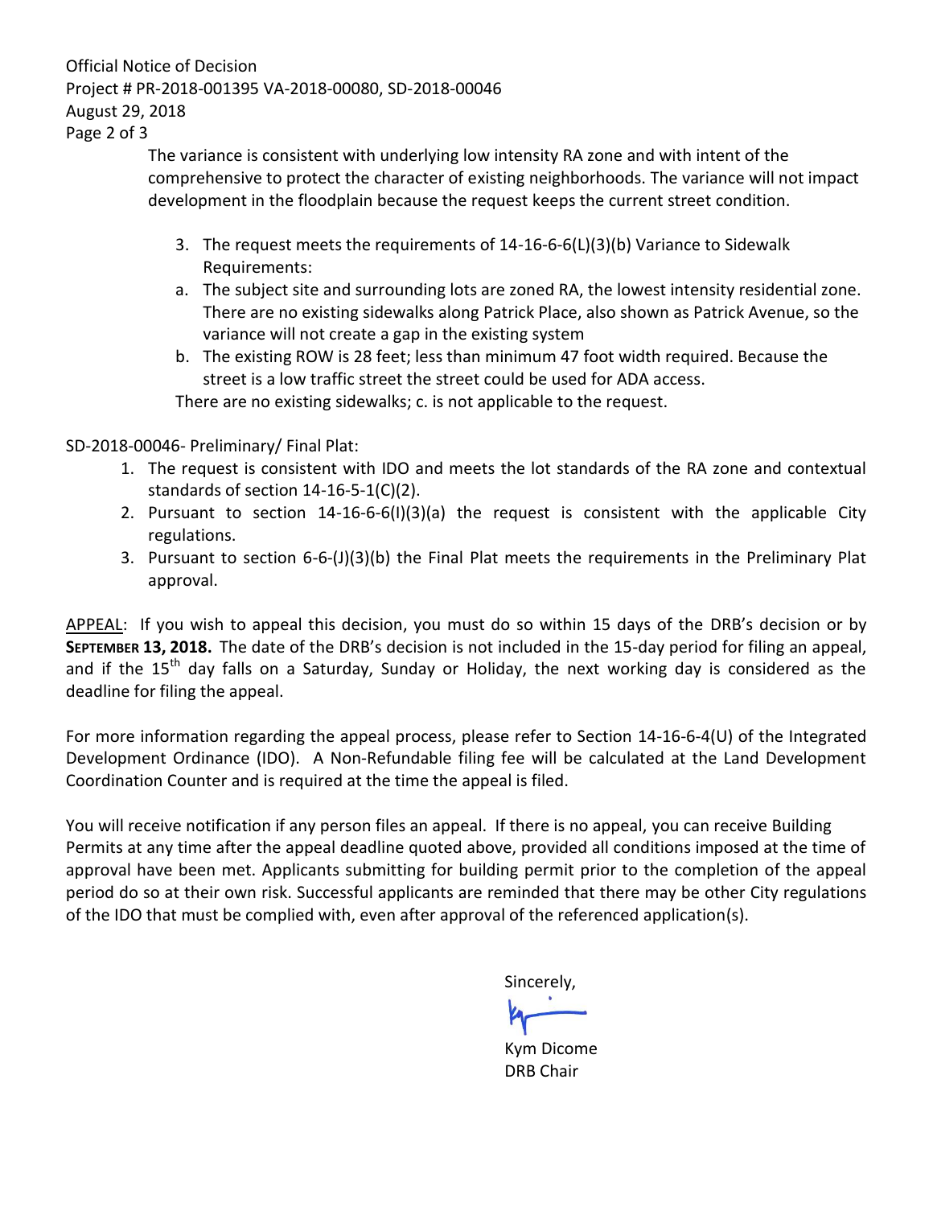The variance is consistent with underlying low intensity RA zone and with intent of the comprehensive to protect the character of existing neighborhoods. The variance will not impact development in the floodplain because the request keeps the current street condition.

3. The request meets the requirements of 14-16-6-6(L)(3)(b) Variance to Sidewalk Requirements:
   a. The subject site and surrounding lots are zoned RA, the lowest intensity residential zone. There are no existing sidewalks along Patrick Place, also shown as Patrick Avenue, so the variance will not create a gap in the existing system
   b. The existing ROW is 28 feet; less than minimum 47 foot width required. Because the street is a low traffic street the street could be used for ADA access.

   There are no existing sidewalks; c. is not applicable to the request.

SD-2018-00046- Preliminary/ Final Plat:

1. The request is consistent with IDO and meets the lot standards of the RA zone and contextual standards of section 14-16-5-1(C)(2).
2. Pursuant to section 14-16-6-6(I)(3)(a) the request is consistent with the applicable City regulations.
3. Pursuant to section 6-6-(J)(3)(b) the Final Plat meets the requirements in the Preliminary Plat approval.

APPEAL: If you wish to appeal this decision, you must do so within 15 days of the DRB's decision or by **SEPTEMBER 13, 2018.** The date of the DRB's decision is not included in the 15-day period for filing an appeal, and if the 15th day falls on a Saturday, Sunday or Holiday, the next working day is considered as the deadline for filing the appeal.

For more information regarding the appeal process, please refer to Section 14-16-6-4(U) of the Integrated Development Ordinance (IDO). A Non-Refundable filing fee will be calculated at the Land Development Coordination Counter and is required at the time the appeal is filed.

You will receive notification if any person files an appeal. If there is no appeal, you can receive Building Permits at any time after the appeal deadline quoted above, provided all conditions imposed at the time of approval have been met. Applicants submitting for building permit prior to the completion of the appeal period do so at their own risk. Successful applicants are reminded that there may be other City regulations of the IDO that must be complied with, even after approval of the referenced application(s).

Sincerely,

Kym Dicome
DRB Chair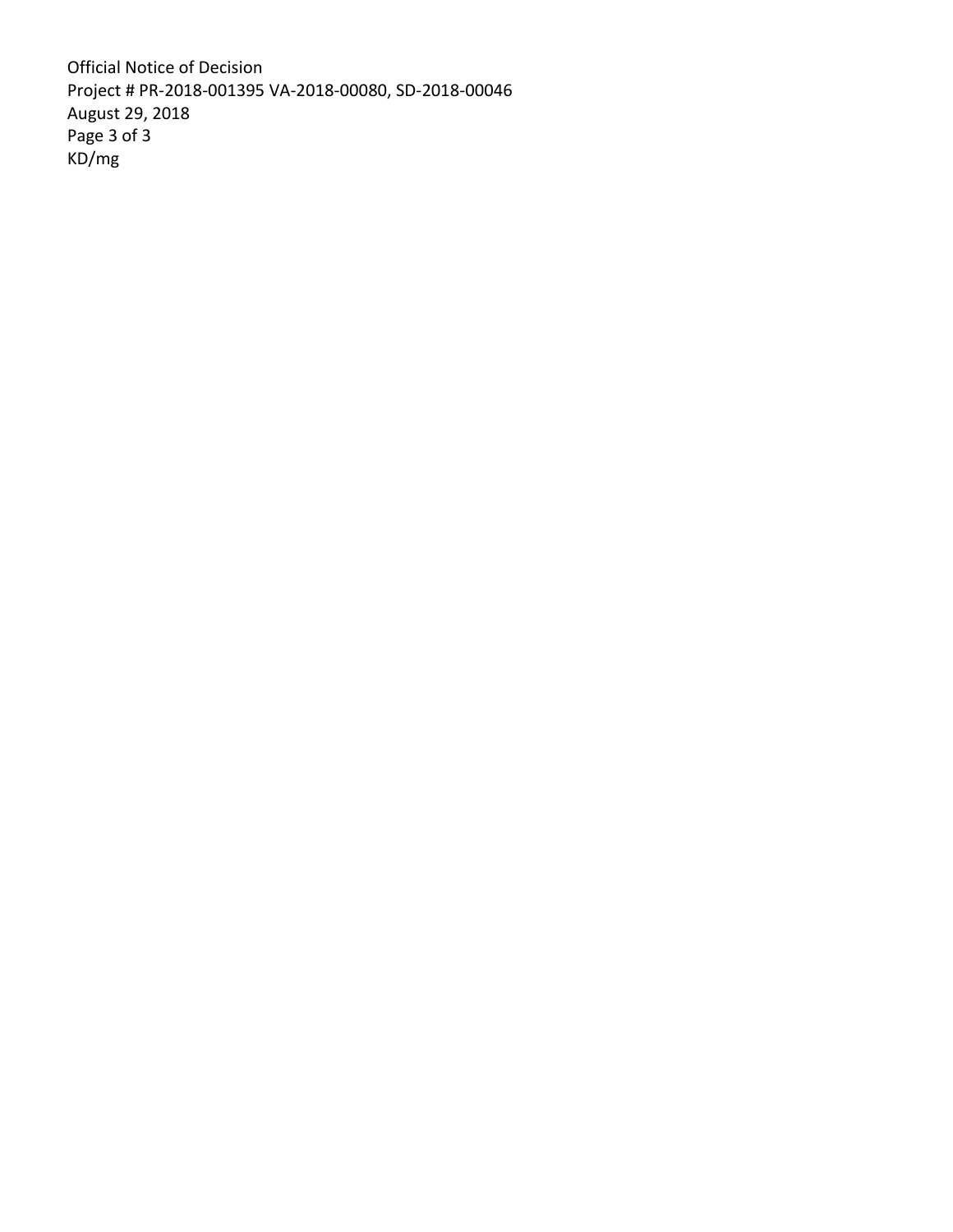KD/mg